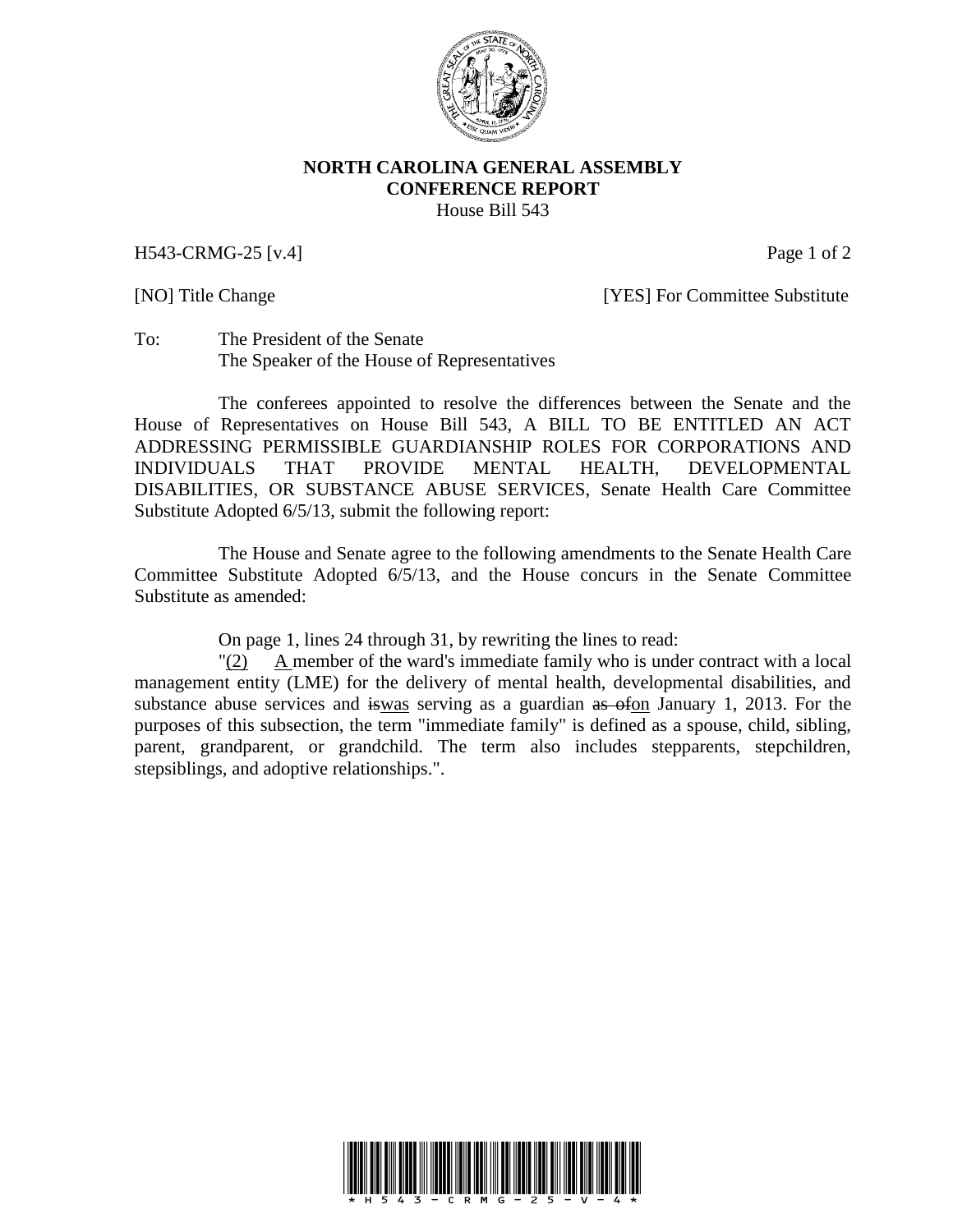**NORTH CAROLINA GENERAL ASSEMBLY**
**CONFERENCE REPORT**
House Bill 543

H543-CRMG-25 [v.4]

[NO] Title Change [YES] For Committee Substitute

To: The President of the Senate
The Speaker of the House of Representatives

The conferees appointed to resolve the differences between the Senate and the House of Representatives on House Bill 543, A BILL TO BE ENTITLED AN ACT ADDRESSING PERMISSIBLE GUARDIANSHIP ROLES FOR CORPORATIONS AND INDIVIDUALS THAT PROVIDE MENTAL HEALTH, DEVELOPMENTAL DISABILITIES, OR SUBSTANCE ABUSE SERVICES, Senate Health Care Committee Substitute Adopted 6/5/13, submit the following report:

The House and Senate agree to the following amendments to the Senate Health Care Committee Substitute Adopted 6/5/13, and the House concurs in the Senate Committee Substitute as amended:

On page 1, lines 24 through 31, by rewriting the lines to read:

"<u>(2)</u> <u>A</u> member of the ward's immediate family who is under contract with a local management entity (LME) for the delivery of mental health, developmental disabilities, and substance abuse services and ~~is~~<u>was</u> serving as a guardian ~~as of~~<u>on</u> January 1, 2013. For the purposes of this subsection, the term "immediate family" is defined as a spouse, child, sibling, parent, grandparent, or grandchild. The term also includes stepparents, stepchildren, stepsiblings, and adoptive relationships.".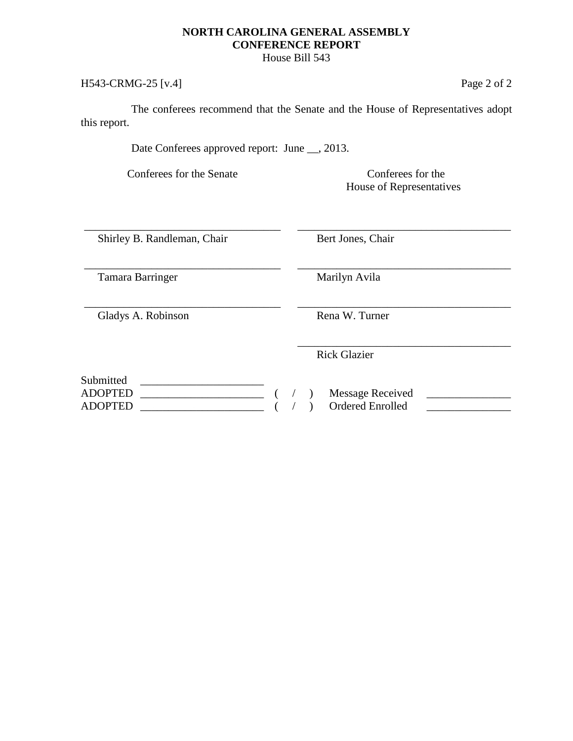**NORTH CAROLINA GENERAL ASSEMBLY**
**CONFERENCE REPORT**
House Bill 543

H543-CRMG-25 [v.4]

The conferees recommend that the Senate and the House of Representatives adopt this report.

Date Conferees approved report: June __, 2013.

| Conferees for the Senate | Conferees for the House of Representatives |
| --- | --- |
| ______________________ Shirley B. Randleman, Chair | ______________________ Bert Jones, Chair |
| ______________________ Tamara Barringer | ______________________ Marilyn Avila |
| ______________________ Gladys A. Robinson | ______________________ Rena W. Turner |
| | ______________________ Rick Glazier |

| | | | | |
| --- | --- | --- | --- | --- |
| Submitted | ______________________ | | | |
| ADOPTED | ______________________ | ( / ) | Message Received | _______________ |
| ADOPTED | ______________________ | ( / ) | Ordered Enrolled | _______________ |